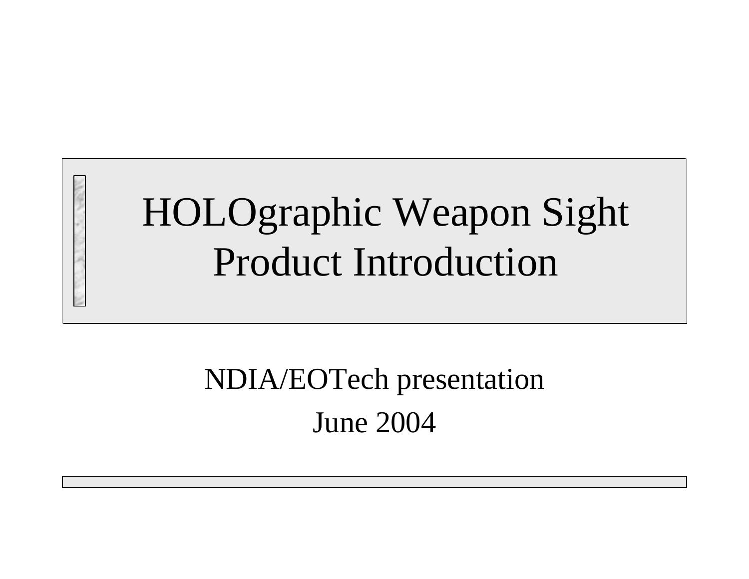# HOLOgraphic Weapon Sight Product Introduction

NDIA/EOTech presentation

June 2004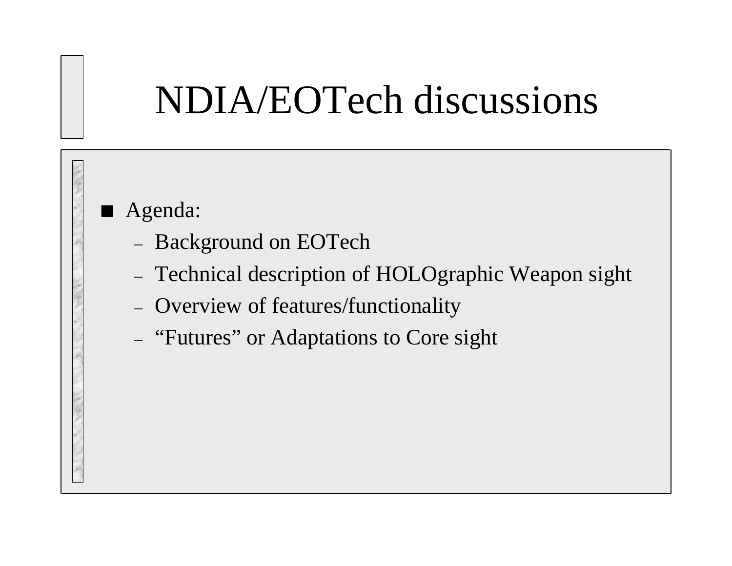# NDIA/EOTech discussions

- Agenda:
  - Background on EOTech
  - Technical description of HOLOgraphic Weapon sight
  - Overview of features/functionality
  - “Futures” or Adaptations to Core sight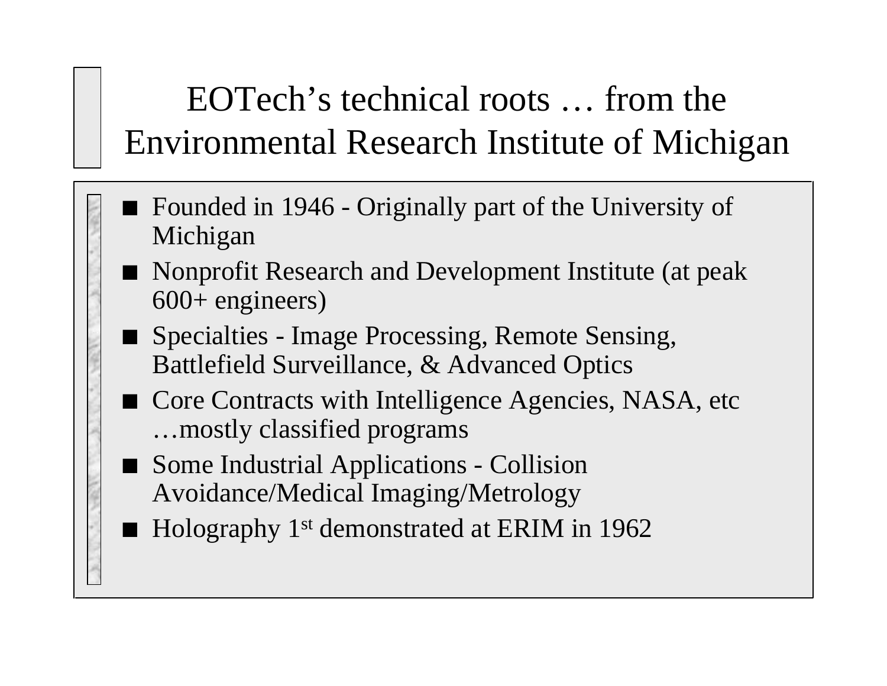# EOTech's technical roots … from the Environmental Research Institute of Michigan

- Founded in 1946 - Originally part of the University of Michigan
- Nonprofit Research and Development Institute (at peak 600+ engineers)
- Specialties - Image Processing, Remote Sensing, Battlefield Surveillance, & Advanced Optics
- Core Contracts with Intelligence Agencies, NASA, etc …mostly classified programs
- Some Industrial Applications - Collision Avoidance/Medical Imaging/Metrology
- Holography 1st demonstrated at ERIM in 1962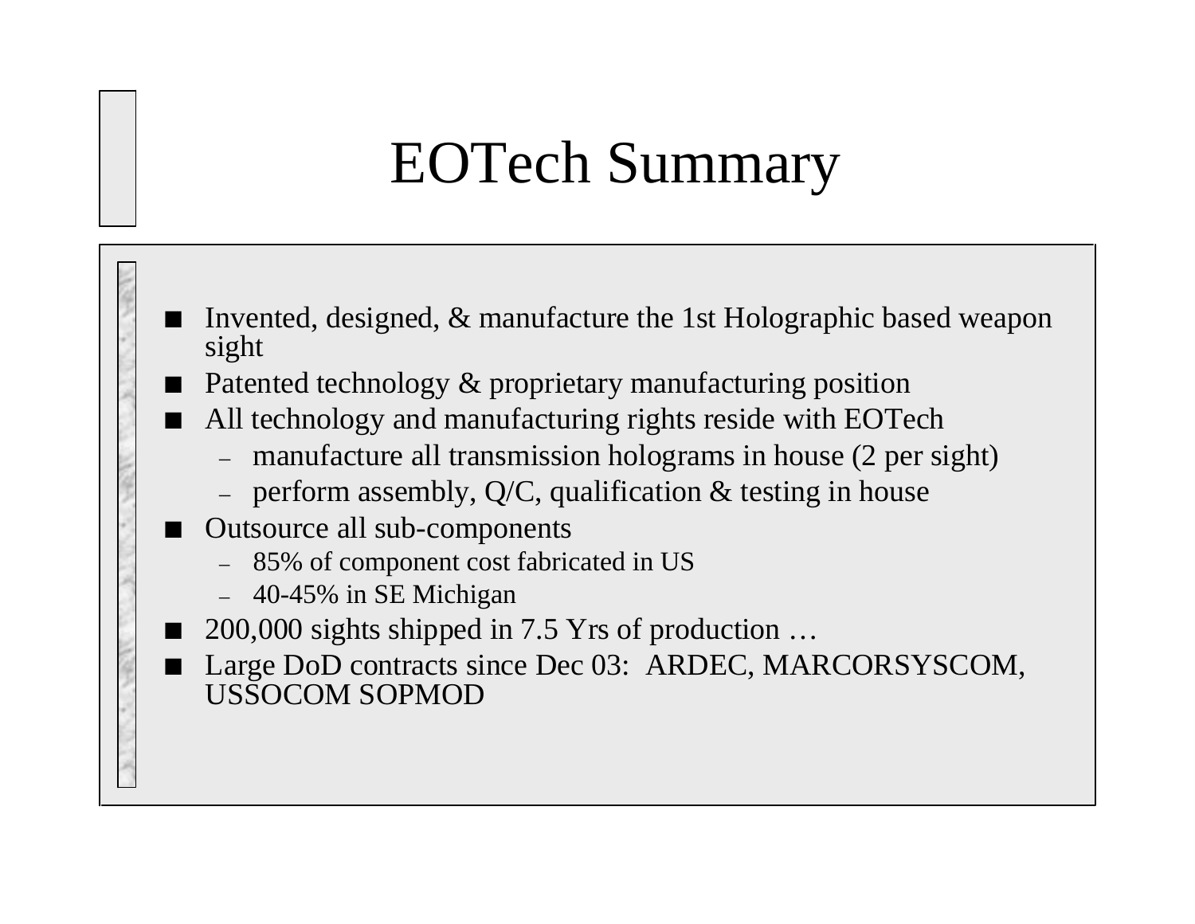# EOTech Summary

- Invented, designed, & manufacture the 1st Holographic based weapon sight
- Patented technology & proprietary manufacturing position
- All technology and manufacturing rights reside with EOTech
  - manufacture all transmission holograms in house (2 per sight)
  - perform assembly, Q/C, qualification & testing in house
- Outsource all sub-components
  - 85% of component cost fabricated in US
  - 40-45% in SE Michigan
- 200,000 sights shipped in 7.5 Yrs of production …
- Large DoD contracts since Dec 03: ARDEC, MARCORSYSCOM, USSOCOM SOPMOD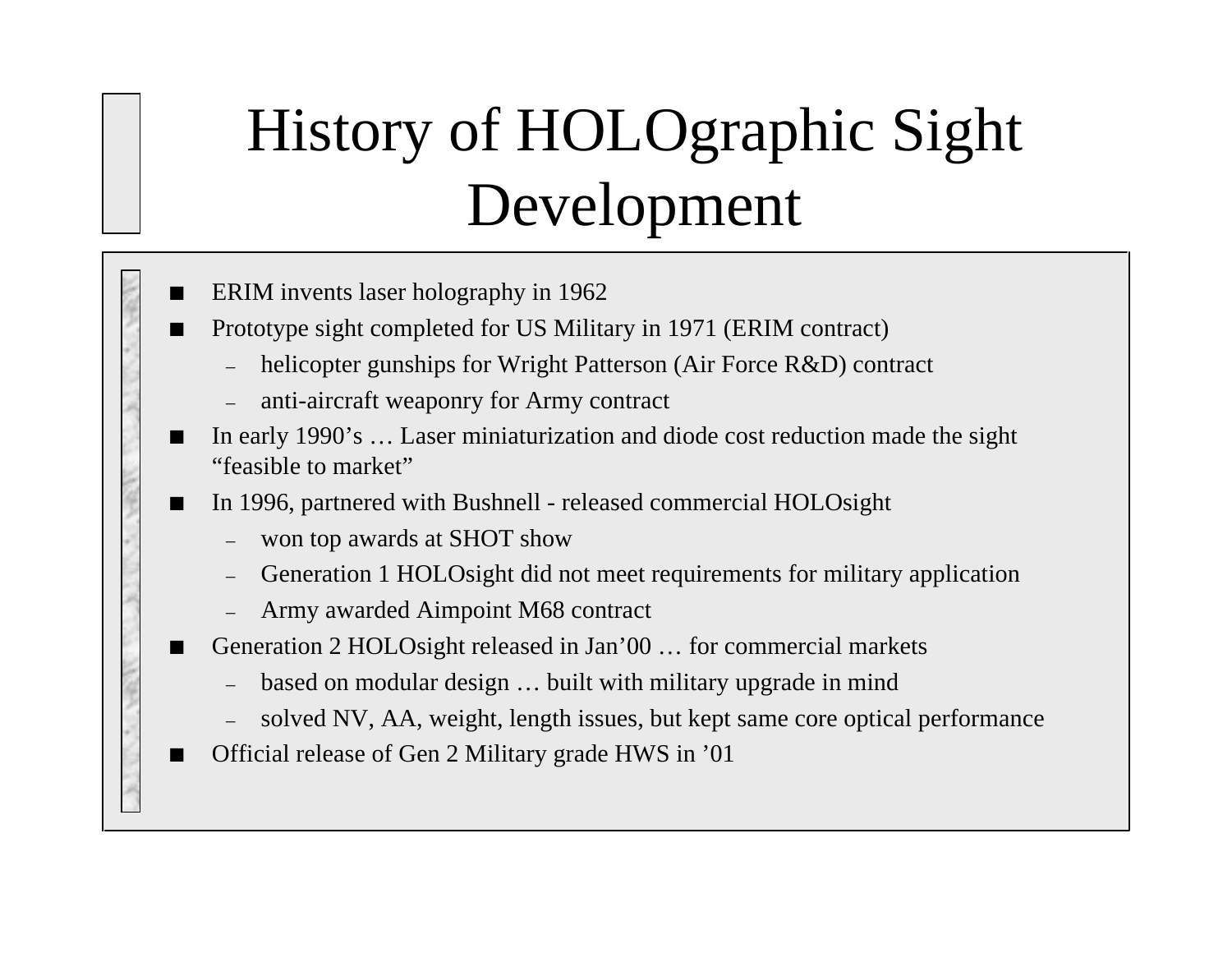# History of HOLOgraphic Sight Development

- ERIM invents laser holography in 1962
- Prototype sight completed for US Military in 1971 (ERIM contract)
  - helicopter gunships for Wright Patterson (Air Force R&D) contract
  - anti-aircraft weaponry for Army contract
- In early 1990's … Laser miniaturization and diode cost reduction made the sight "feasible to market"
- In 1996, partnered with Bushnell - released commercial HOLOsight
  - won top awards at SHOT show
  - Generation 1 HOLOsight did not meet requirements for military application
  - Army awarded Aimpoint M68 contract
- Generation 2 HOLOsight released in Jan'00 … for commercial markets
  - based on modular design … built with military upgrade in mind
  - solved NV, AA, weight, length issues, but kept same core optical performance
- Official release of Gen 2 Military grade HWS in '01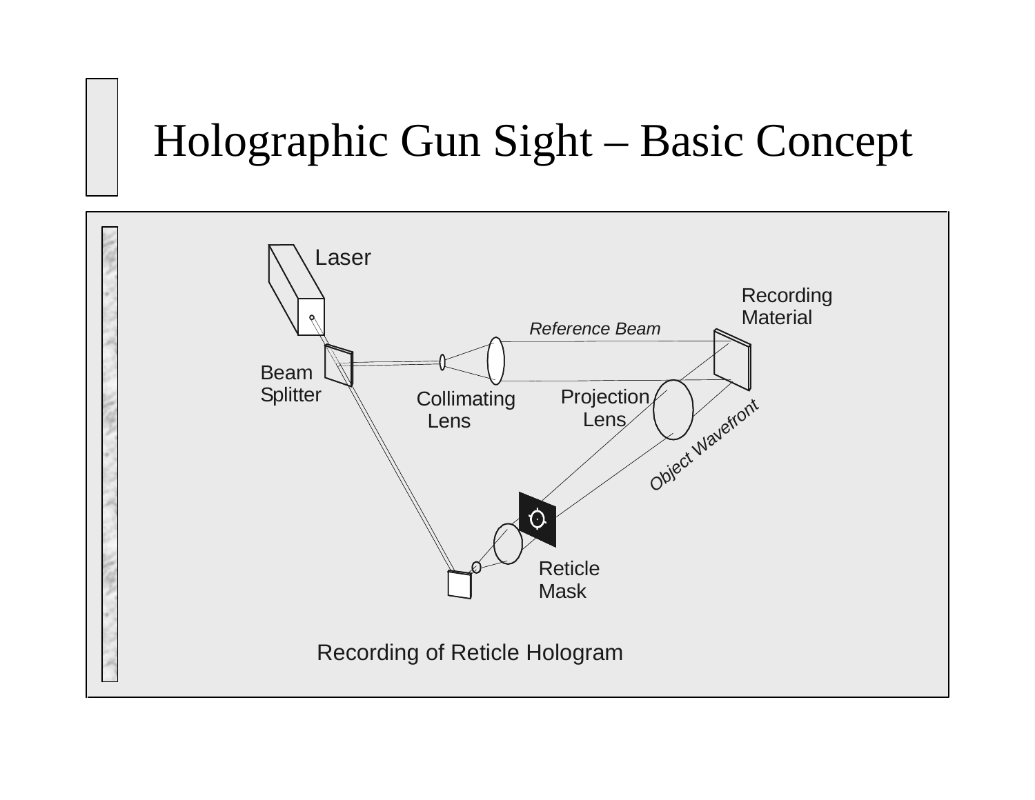# Holographic Gun Sight – Basic Concept

Laser

Recording Material

Reference Beam

Beam Splitter

Collimating Lens

Projection Lens

Object Wavefront

Reticle Mask

Recording of Reticle Hologram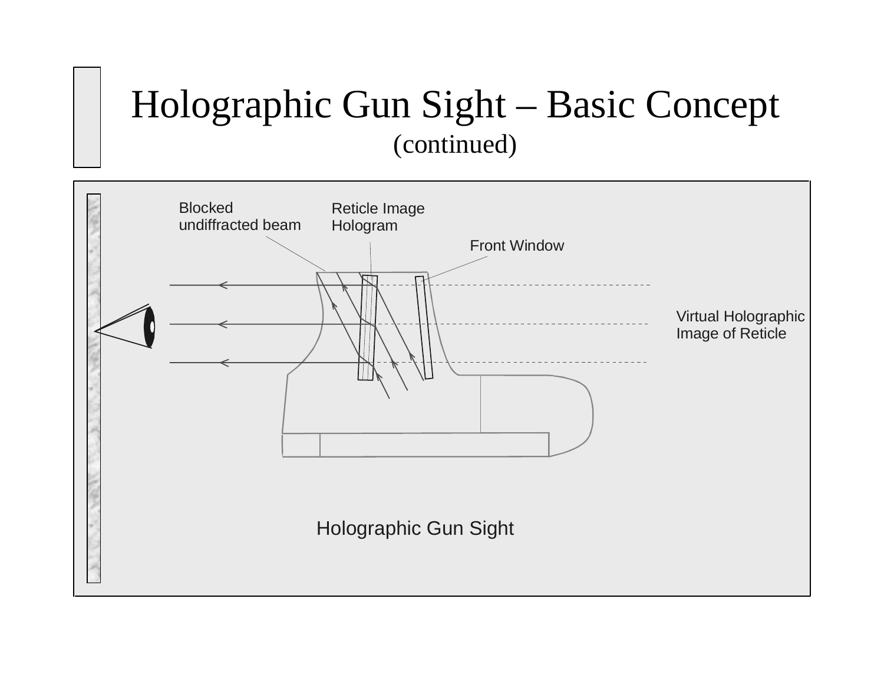# Holographic Gun Sight – Basic Concept (continued)

Blocked undiffracted beam

Reticle Image Hologram

Front Window

Virtual Holographic Image of Reticle

Holographic Gun Sight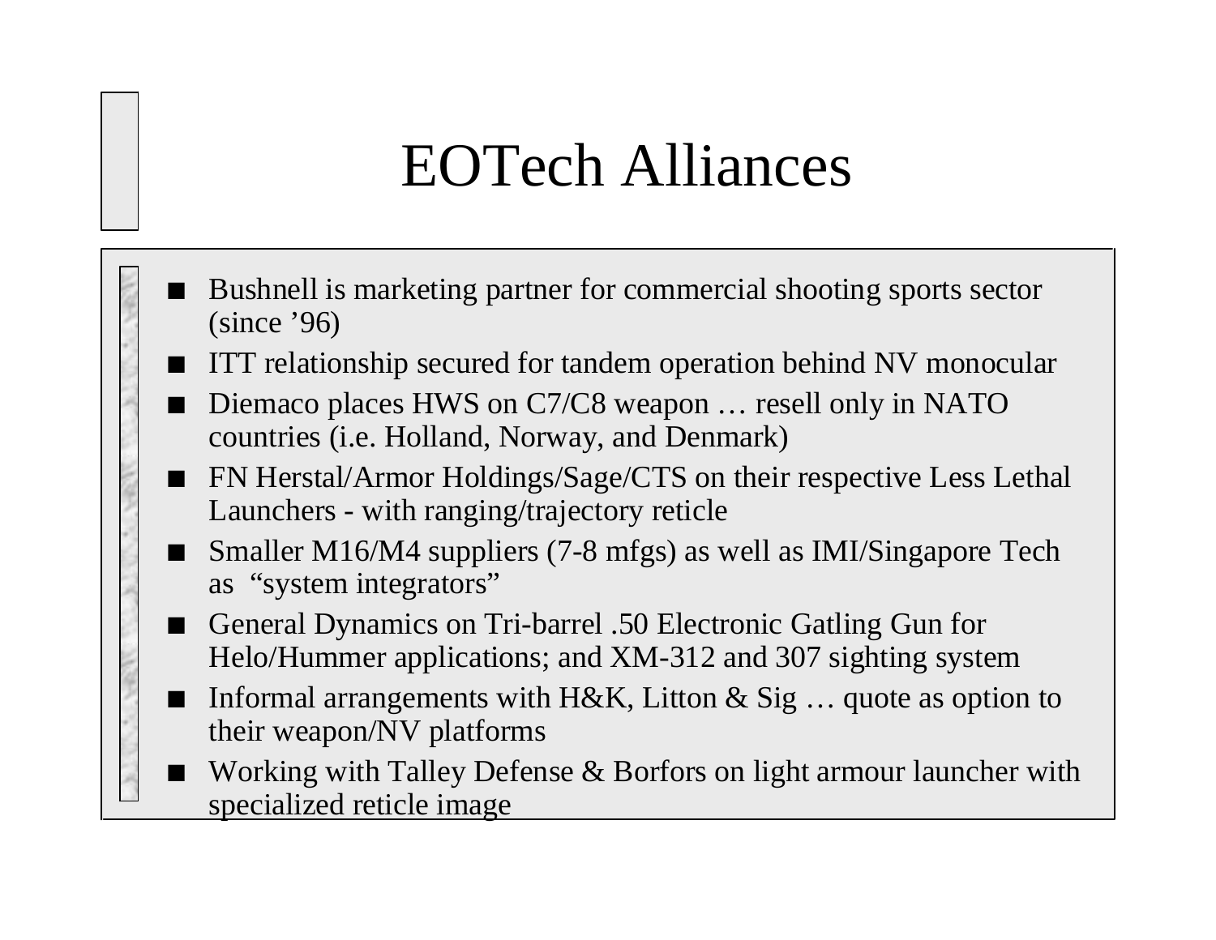# EOTech Alliances

- Bushnell is marketing partner for commercial shooting sports sector (since '96)
- ITT relationship secured for tandem operation behind NV monocular
- Diemaco places HWS on C7/C8 weapon … resell only in NATO countries (i.e. Holland, Norway, and Denmark)
- FN Herstal/Armor Holdings/Sage/CTS on their respective Less Lethal Launchers - with ranging/trajectory reticle
- Smaller M16/M4 suppliers (7-8 mfgs) as well as IMI/Singapore Tech as "system integrators"
- General Dynamics on Tri-barrel .50 Electronic Gatling Gun for Helo/Hummer applications; and XM-312 and 307 sighting system
- Informal arrangements with H&K, Litton & Sig … quote as option to their weapon/NV platforms
- Working with Talley Defense & Borfors on light armour launcher with specialized reticle image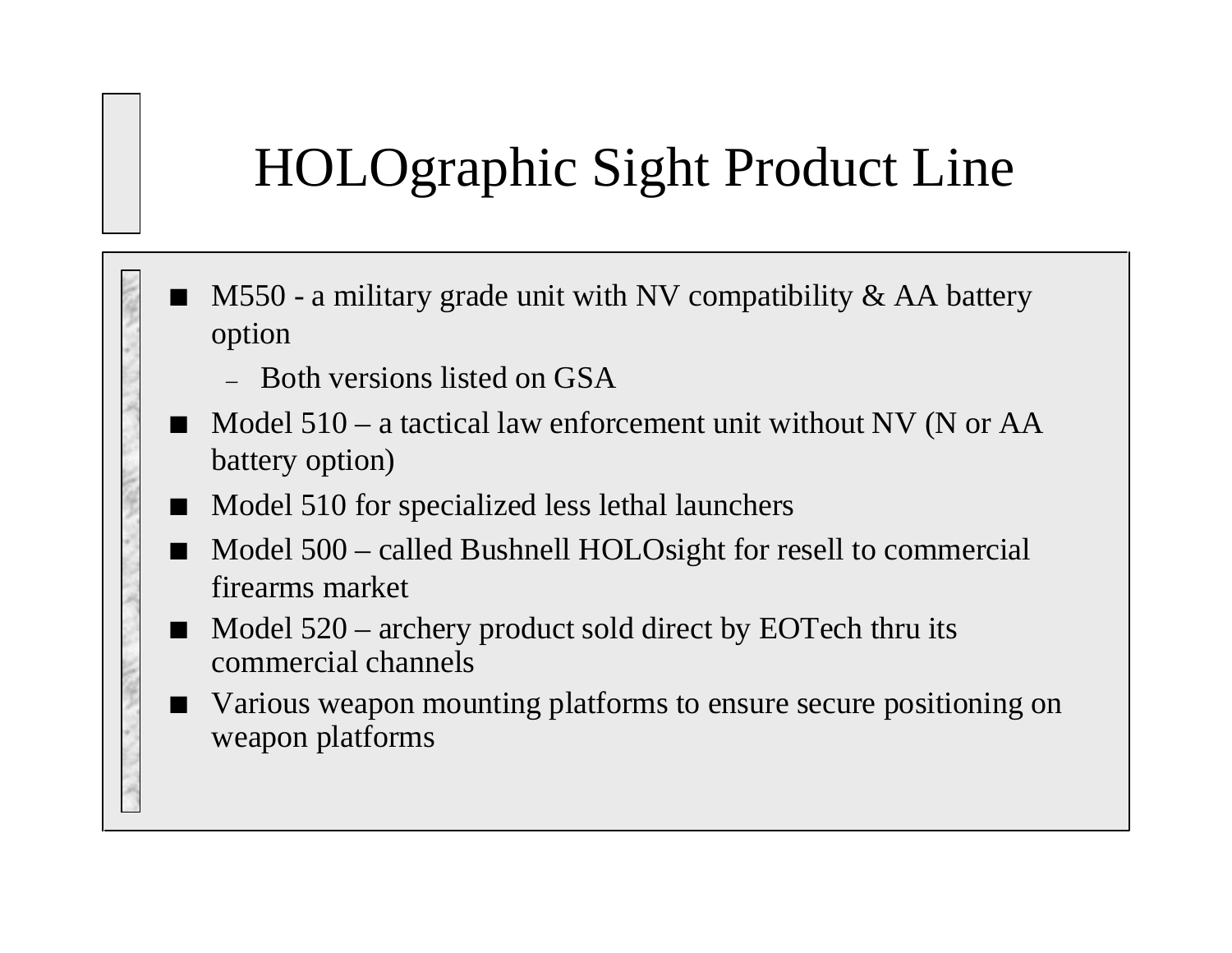# HOLOgraphic Sight Product Line

- M550 - a military grade unit with NV compatibility & AA battery option
  - Both versions listed on GSA
- Model 510 – a tactical law enforcement unit without NV (N or AA battery option)
- Model 510 for specialized less lethal launchers
- Model 500 – called Bushnell HOLOsight for resell to commercial firearms market
- Model 520 – archery product sold direct by EOTech thru its commercial channels
- Various weapon mounting platforms to ensure secure positioning on weapon platforms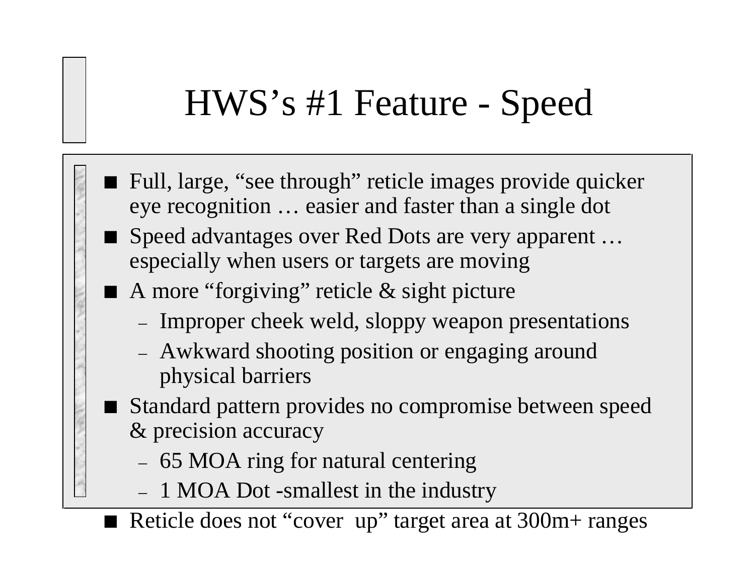# HWS’s #1 Feature - Speed

- Full, large, “see through” reticle images provide quicker eye recognition … easier and faster than a single dot
- Speed advantages over Red Dots are very apparent … especially when users or targets are moving
- A more “forgiving” reticle & sight picture
  - Improper cheek weld, sloppy weapon presentations
  - Awkward shooting position or engaging around physical barriers
- Standard pattern provides no compromise between speed & precision accuracy
  - 65 MOA ring for natural centering
  - 1 MOA Dot -smallest in the industry
- Reticle does not “cover up” target area at 300m+ ranges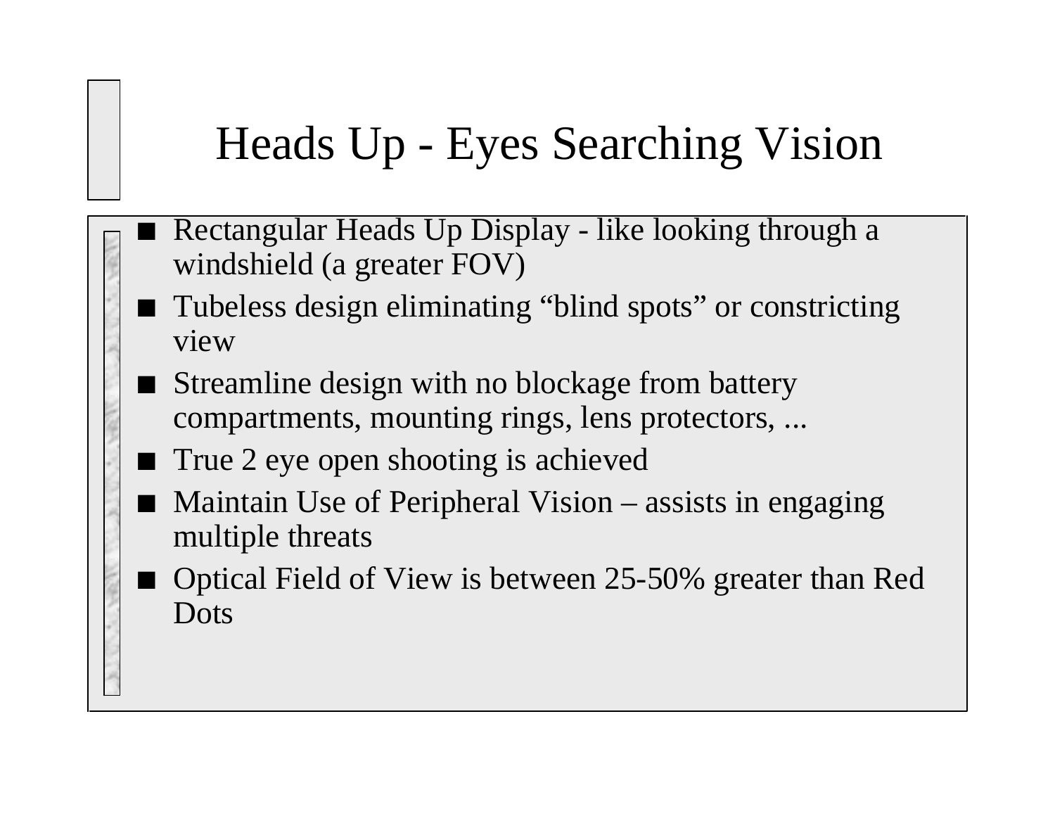# Heads Up - Eyes Searching Vision

- Rectangular Heads Up Display - like looking through a windshield (a greater FOV)
- Tubeless design eliminating “blind spots” or constricting view
- Streamline design with no blockage from battery compartments, mounting rings, lens protectors, ...
- True 2 eye open shooting is achieved
- Maintain Use of Peripheral Vision – assists in engaging multiple threats
- Optical Field of View is between 25-50% greater than Red Dots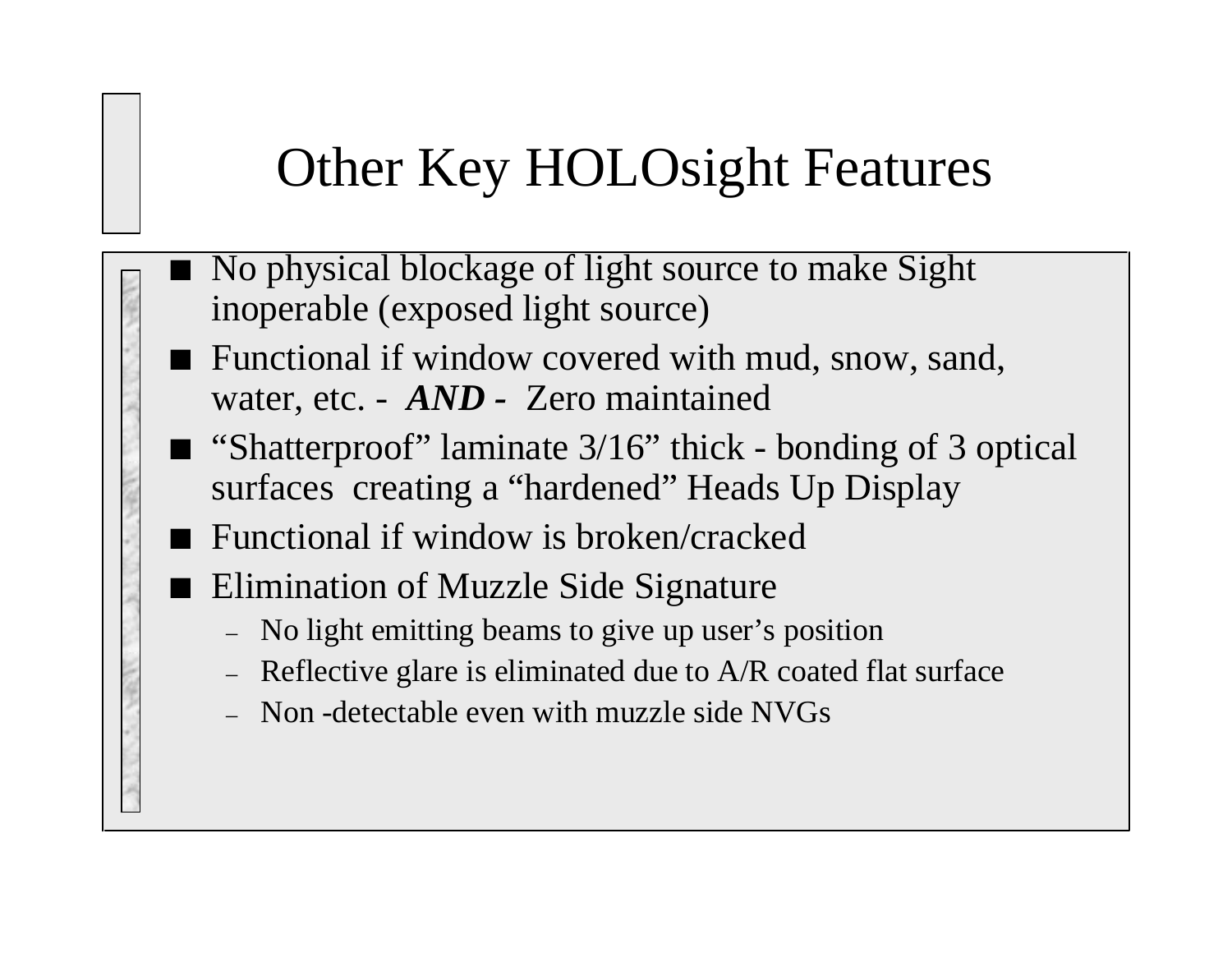# Other Key HOLOsight Features

- No physical blockage of light source to make Sight inoperable (exposed light source)
- Functional if window covered with mud, snow, sand, water, etc. - ***AND*** - Zero maintained
- "Shatterproof" laminate 3/16" thick - bonding of 3 optical surfaces creating a "hardened" Heads Up Display
- Functional if window is broken/cracked
- Elimination of Muzzle Side Signature
  - No light emitting beams to give up user's position
  - Reflective glare is eliminated due to A/R coated flat surface
  - Non -detectable even with muzzle side NVGs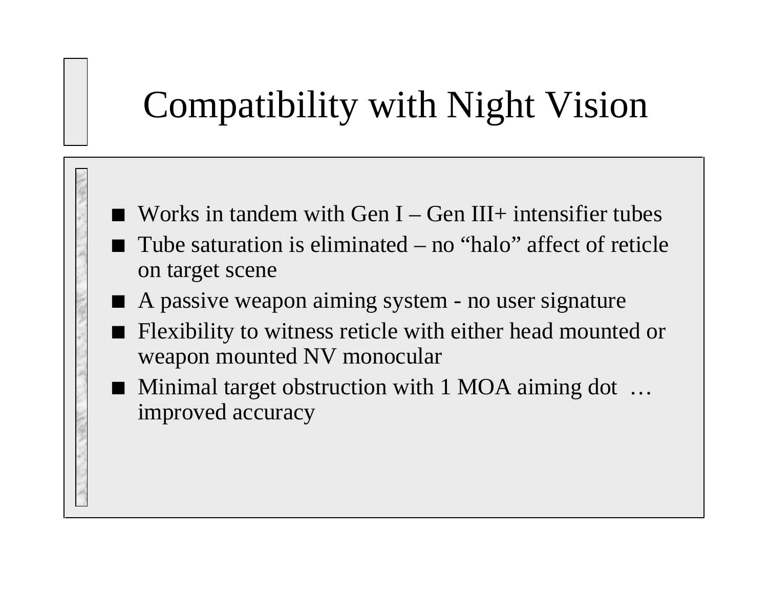# Compatibility with Night Vision

- Works in tandem with Gen I – Gen III+ intensifier tubes
- Tube saturation is eliminated – no "halo" affect of reticle on target scene
- A passive weapon aiming system - no user signature
- Flexibility to witness reticle with either head mounted or weapon mounted NV monocular
- Minimal target obstruction with 1 MOA aiming dot … improved accuracy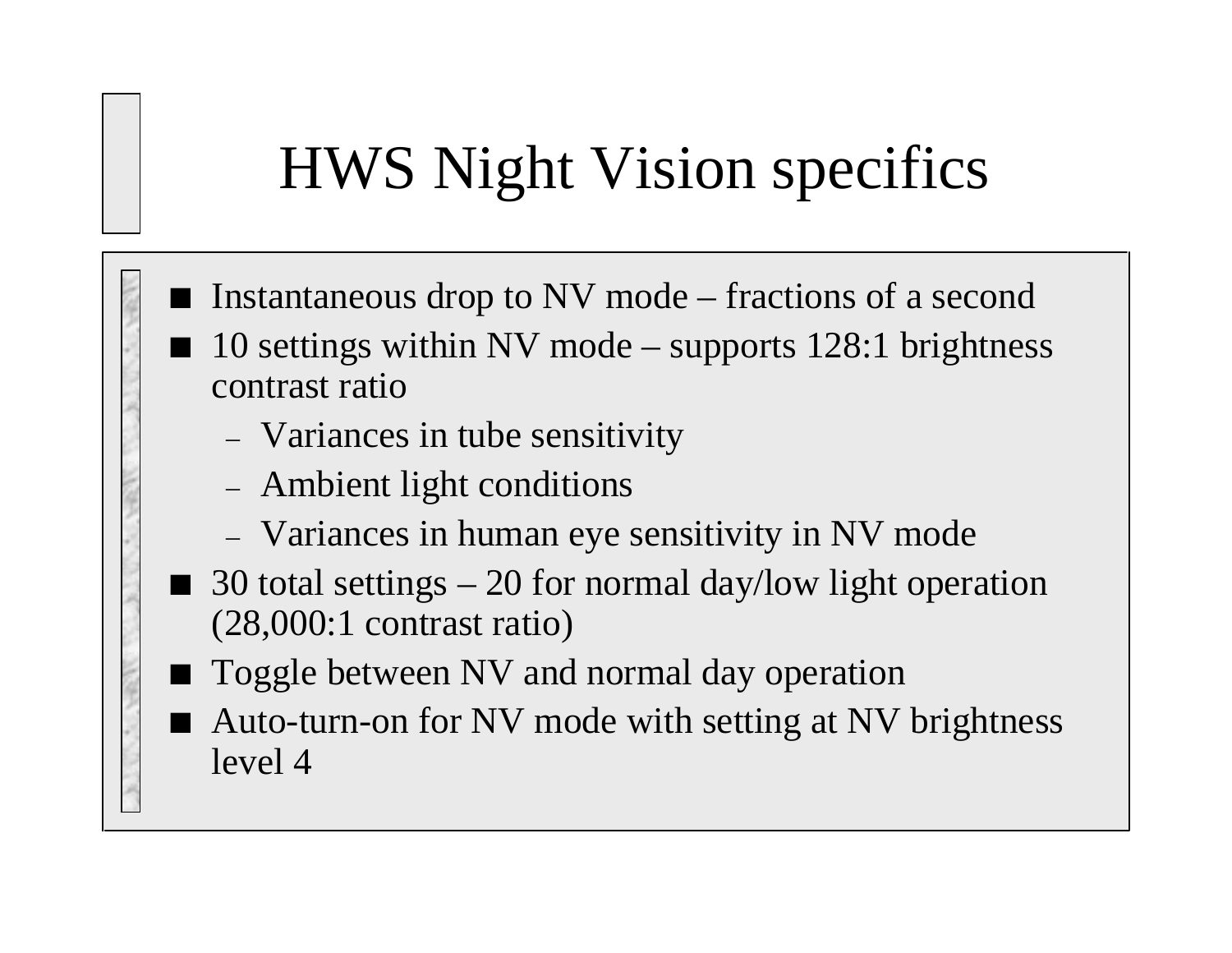# HWS Night Vision specifics

- Instantaneous drop to NV mode – fractions of a second
- 10 settings within NV mode – supports 128:1 brightness contrast ratio
  - Variances in tube sensitivity
  - Ambient light conditions
  - Variances in human eye sensitivity in NV mode
- 30 total settings – 20 for normal day/low light operation (28,000:1 contrast ratio)
- Toggle between NV and normal day operation
- Auto-turn-on for NV mode with setting at NV brightness level 4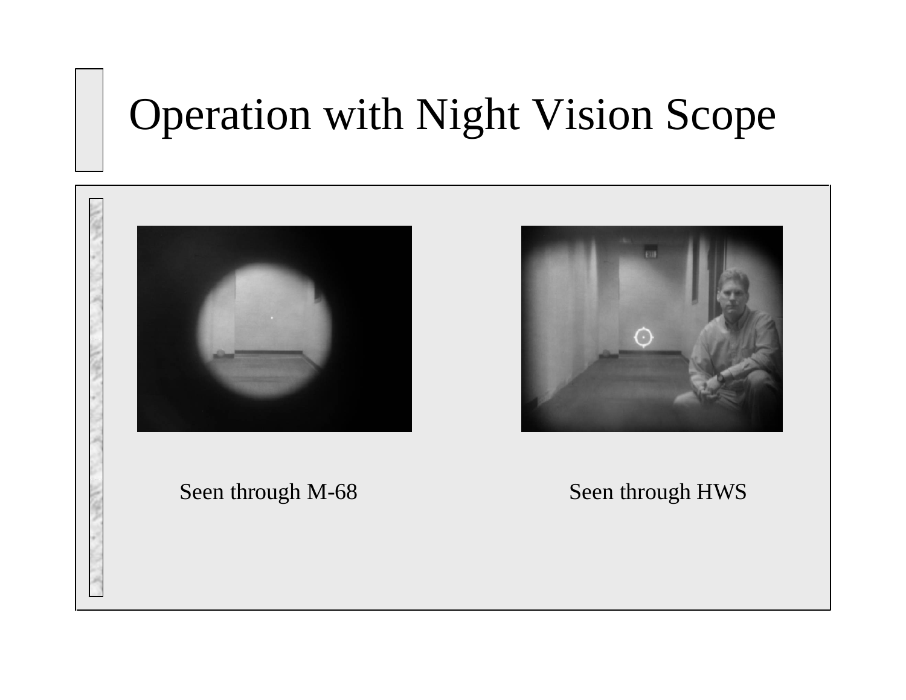# Operation with Night Vision Scope

Seen through M-68

Seen through HWS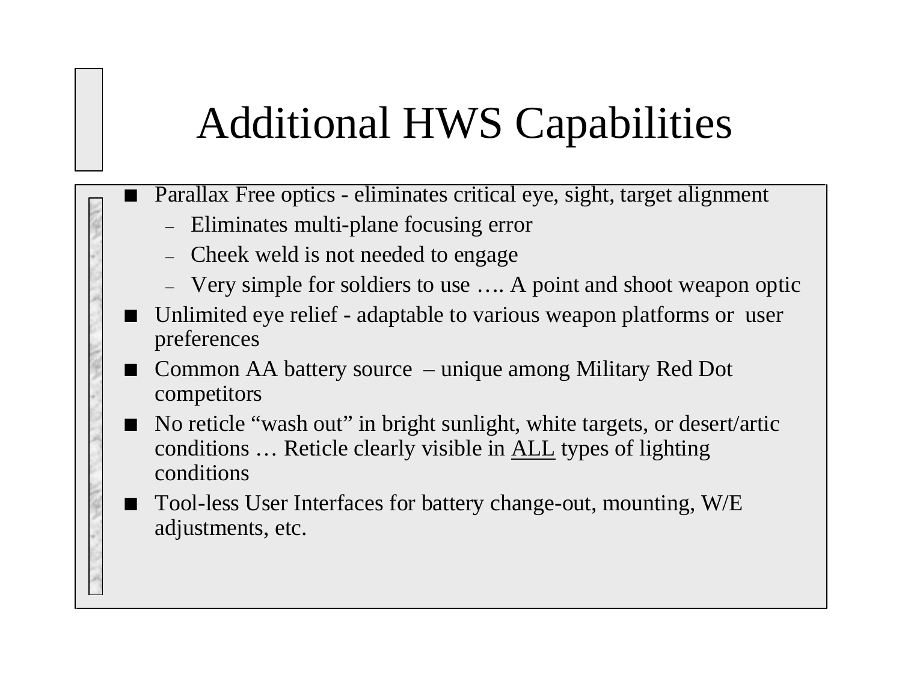# Additional HWS Capabilities

- Parallax Free optics - eliminates critical eye, sight, target alignment
  - Eliminates multi-plane focusing error
  - Cheek weld is not needed to engage
  - Very simple for soldiers to use …. A point and shoot weapon optic
- Unlimited eye relief - adaptable to various weapon platforms or user preferences
- Common AA battery source – unique among Military Red Dot competitors
- No reticle "wash out" in bright sunlight, white targets, or desert/artic conditions … Reticle clearly visible in ALL types of lighting conditions
- Tool-less User Interfaces for battery change-out, mounting, W/E adjustments, etc.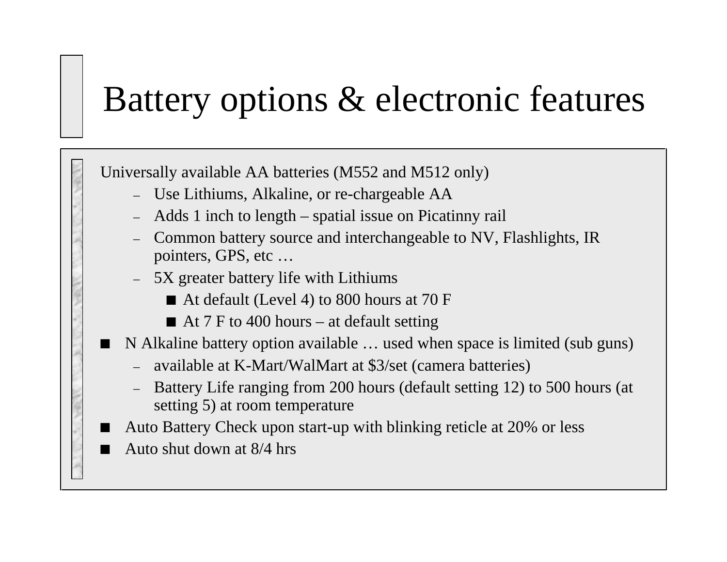# Battery options & electronic features

- Universally available AA batteries (M552 and M512 only)
  - Use Lithiums, Alkaline, or re-chargeable AA
  - Adds 1 inch to length – spatial issue on Picatinny rail
  - Common battery source and interchangeable to NV, Flashlights, IR pointers, GPS, etc …
  - 5X greater battery life with Lithiums
    - At default (Level 4) to 800 hours at 70 F
    - At 7 F to 400 hours – at default setting
- N Alkaline battery option available … used when space is limited (sub guns)
  - available at K-Mart/WalMart at $3/set (camera batteries)
  - Battery Life ranging from 200 hours (default setting 12) to 500 hours (at setting 5) at room temperature
- Auto Battery Check upon start-up with blinking reticle at 20% or less
- Auto shut down at 8/4 hrs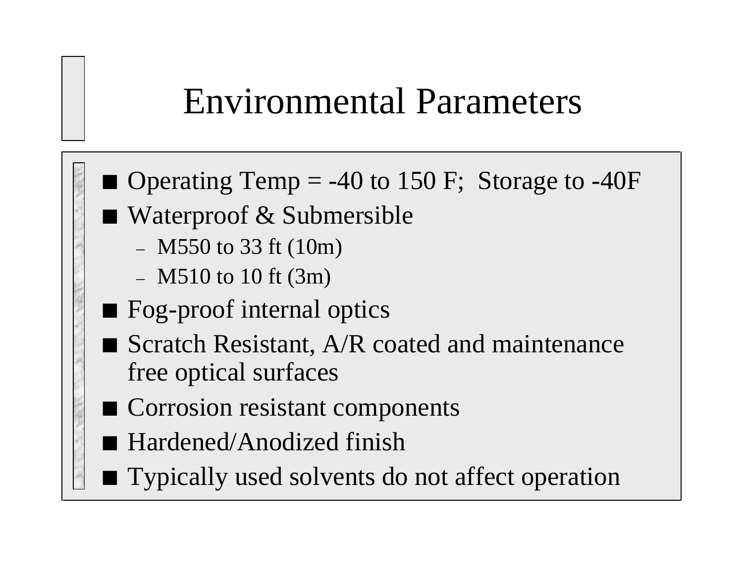# Environmental Parameters

- Operating Temp = -40 to 150 F;  Storage to -40F
- Waterproof & Submersible
  - M550 to 33 ft (10m)
  - M510 to 10 ft (3m)
- Fog-proof internal optics
- Scratch Resistant, A/R coated and maintenance free optical surfaces
- Corrosion resistant components
- Hardened/Anodized finish
- Typically used solvents do not affect operation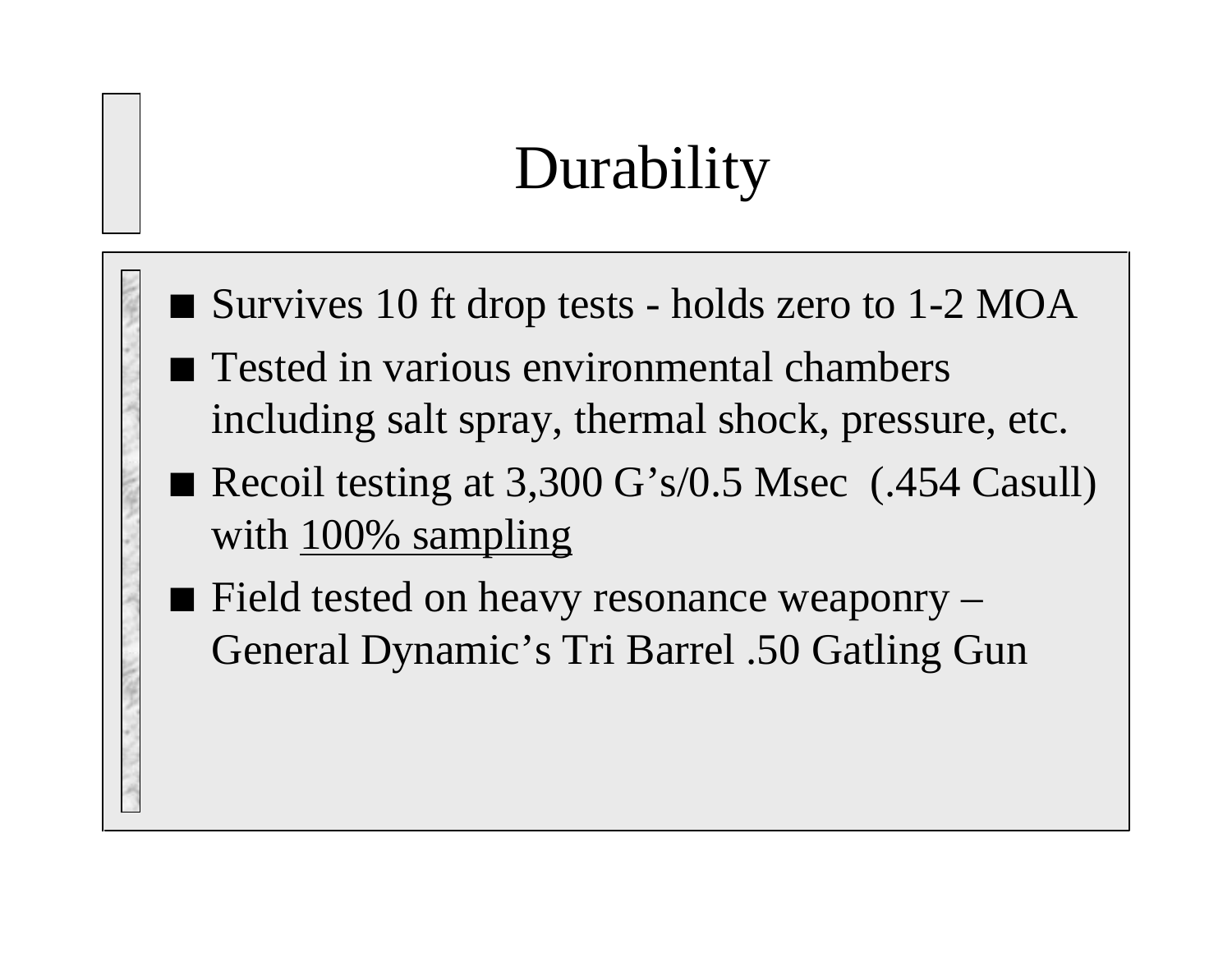# Durability

- Survives 10 ft drop tests - holds zero to 1-2 MOA
- Tested in various environmental chambers including salt spray, thermal shock, pressure, etc.
- Recoil testing at 3,300 G's/0.5 Msec (.454 Casull) with <u>100% sampling</u>
- Field tested on heavy resonance weaponry – General Dynamic's Tri Barrel .50 Gatling Gun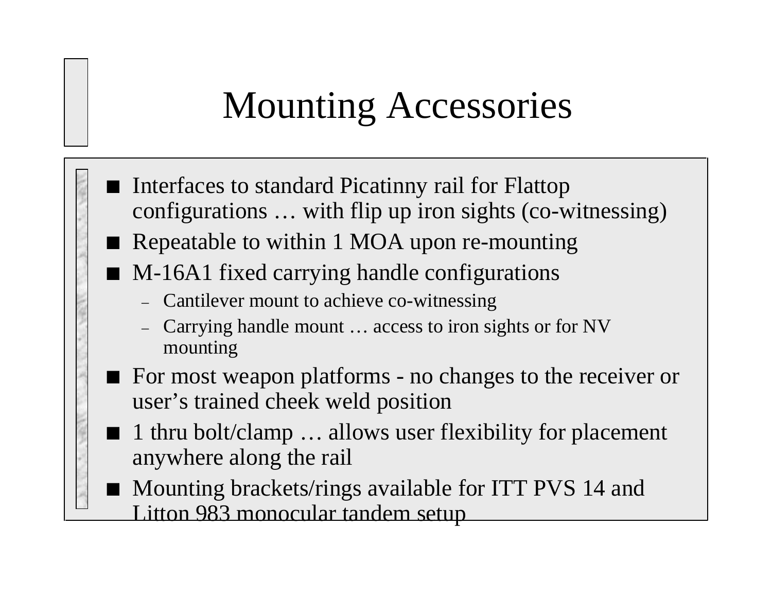# Mounting Accessories

- Interfaces to standard Picatinny rail for Flattop configurations … with flip up iron sights (co-witnessing)
- Repeatable to within 1 MOA upon re-mounting
- M-16A1 fixed carrying handle configurations
  - Cantilever mount to achieve co-witnessing
  - Carrying handle mount … access to iron sights or for NV mounting
- For most weapon platforms - no changes to the receiver or user's trained cheek weld position
- 1 thru bolt/clamp … allows user flexibility for placement anywhere along the rail
- Mounting brackets/rings available for ITT PVS 14 and Litton 983 monocular tandem setup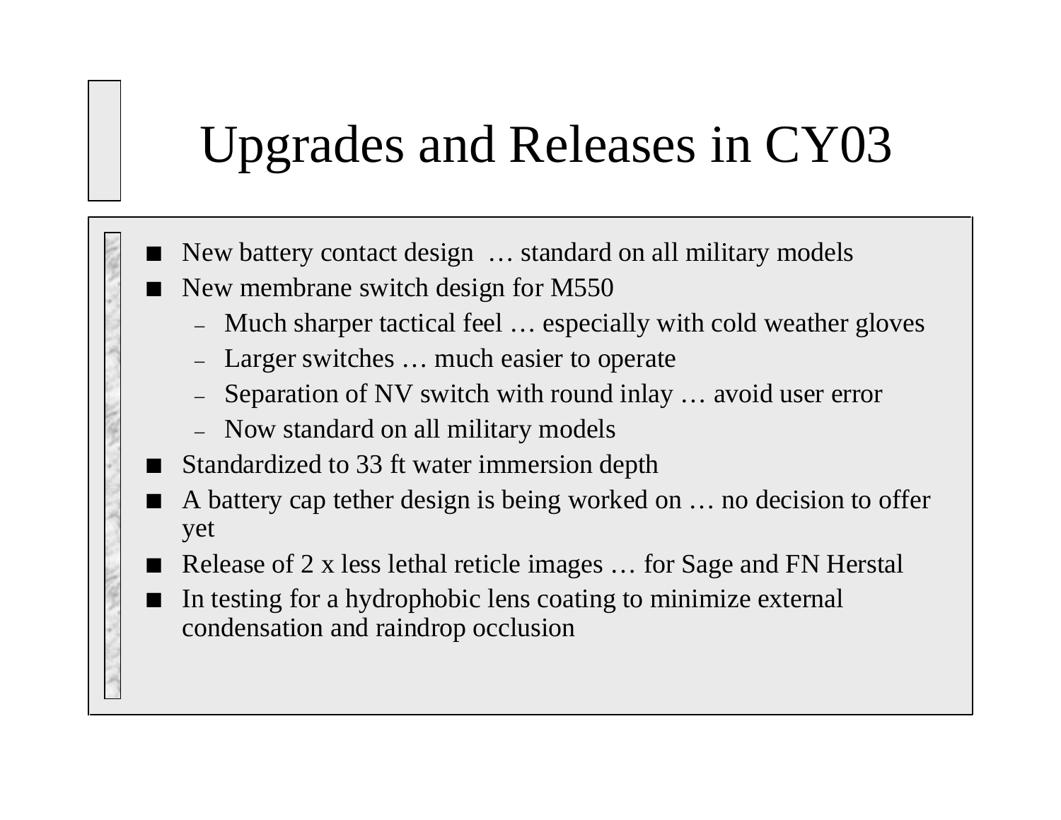# Upgrades and Releases in CY03

- New battery contact design … standard on all military models
- New membrane switch design for M550
  - Much sharper tactical feel … especially with cold weather gloves
  - Larger switches … much easier to operate
  - Separation of NV switch with round inlay … avoid user error
  - Now standard on all military models
- Standardized to 33 ft water immersion depth
- A battery cap tether design is being worked on … no decision to offer yet
- Release of 2 x less lethal reticle images … for Sage and FN Herstal
- In testing for a hydrophobic lens coating to minimize external condensation and raindrop occlusion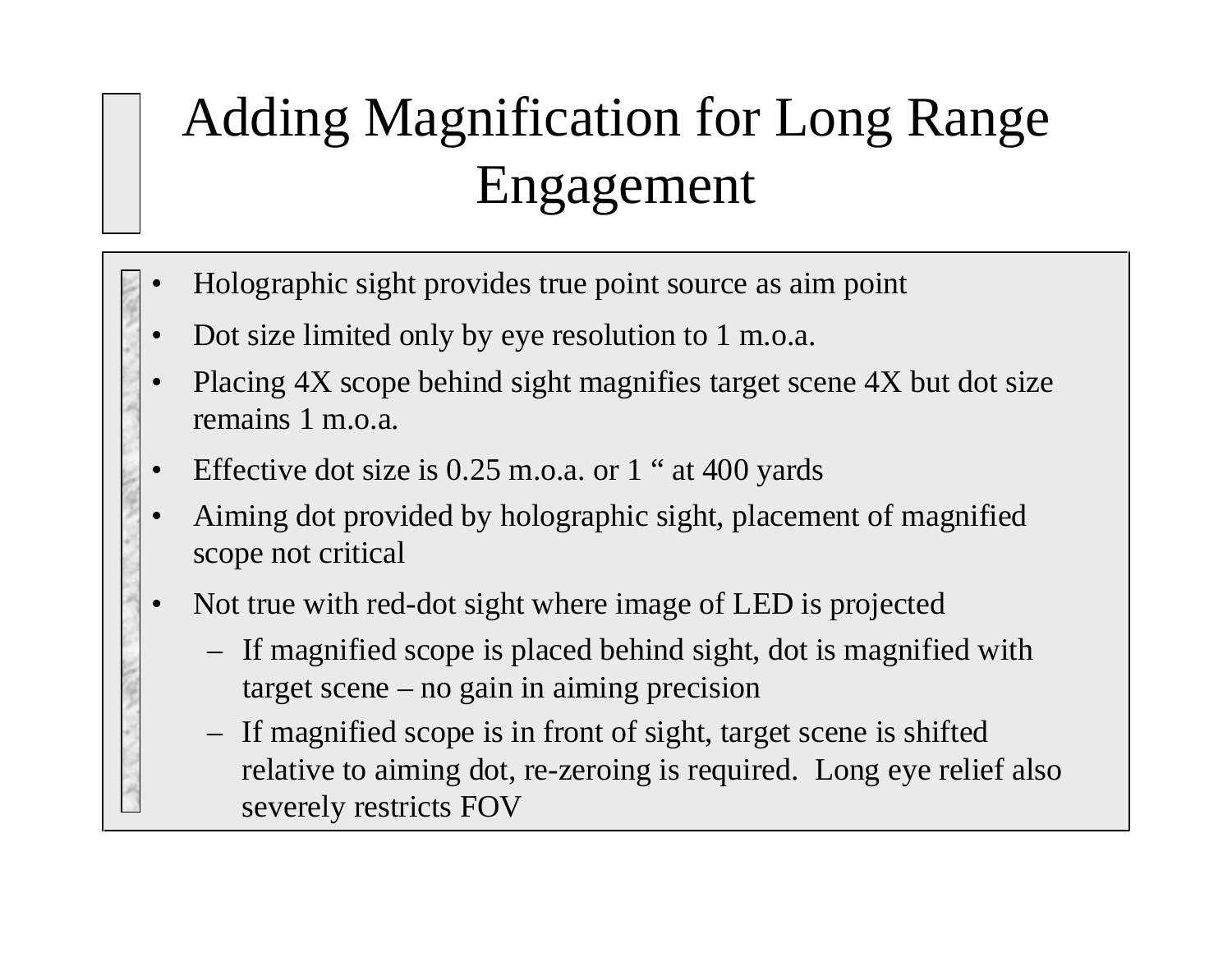# Adding Magnification for Long Range Engagement

- Holographic sight provides true point source as aim point
- Dot size limited only by eye resolution to 1 m.o.a.
- Placing 4X scope behind sight magnifies target scene 4X but dot size remains 1 m.o.a.
- Effective dot size is 0.25 m.o.a. or 1 " at 400 yards
- Aiming dot provided by holographic sight, placement of magnified scope not critical
- Not true with red-dot sight where image of LED is projected
  - If magnified scope is placed behind sight, dot is magnified with target scene – no gain in aiming precision
  - If magnified scope is in front of sight, target scene is shifted relative to aiming dot, re-zeroing is required. Long eye relief also severely restricts FOV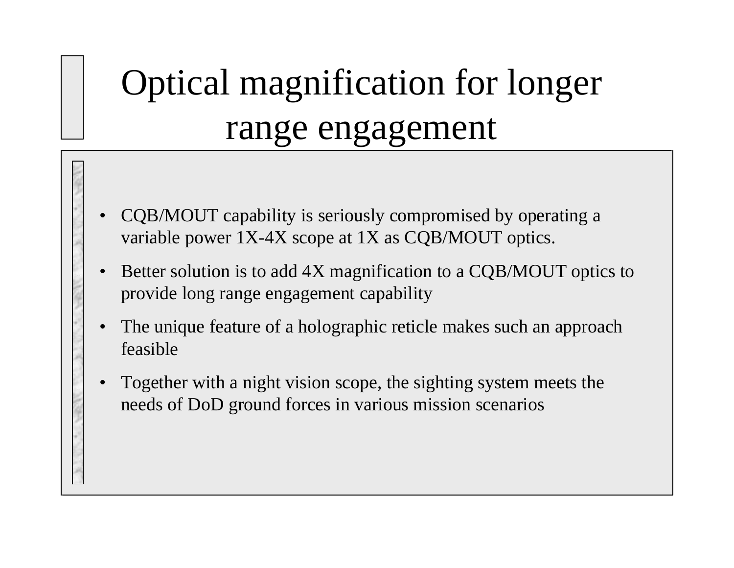# Optical magnification for longer range engagement

- CQB/MOUT capability is seriously compromised by operating a variable power 1X-4X scope at 1X as CQB/MOUT optics.
- Better solution is to add 4X magnification to a CQB/MOUT optics to provide long range engagement capability
- The unique feature of a holographic reticle makes such an approach feasible
- Together with a night vision scope, the sighting system meets the needs of DoD ground forces in various mission scenarios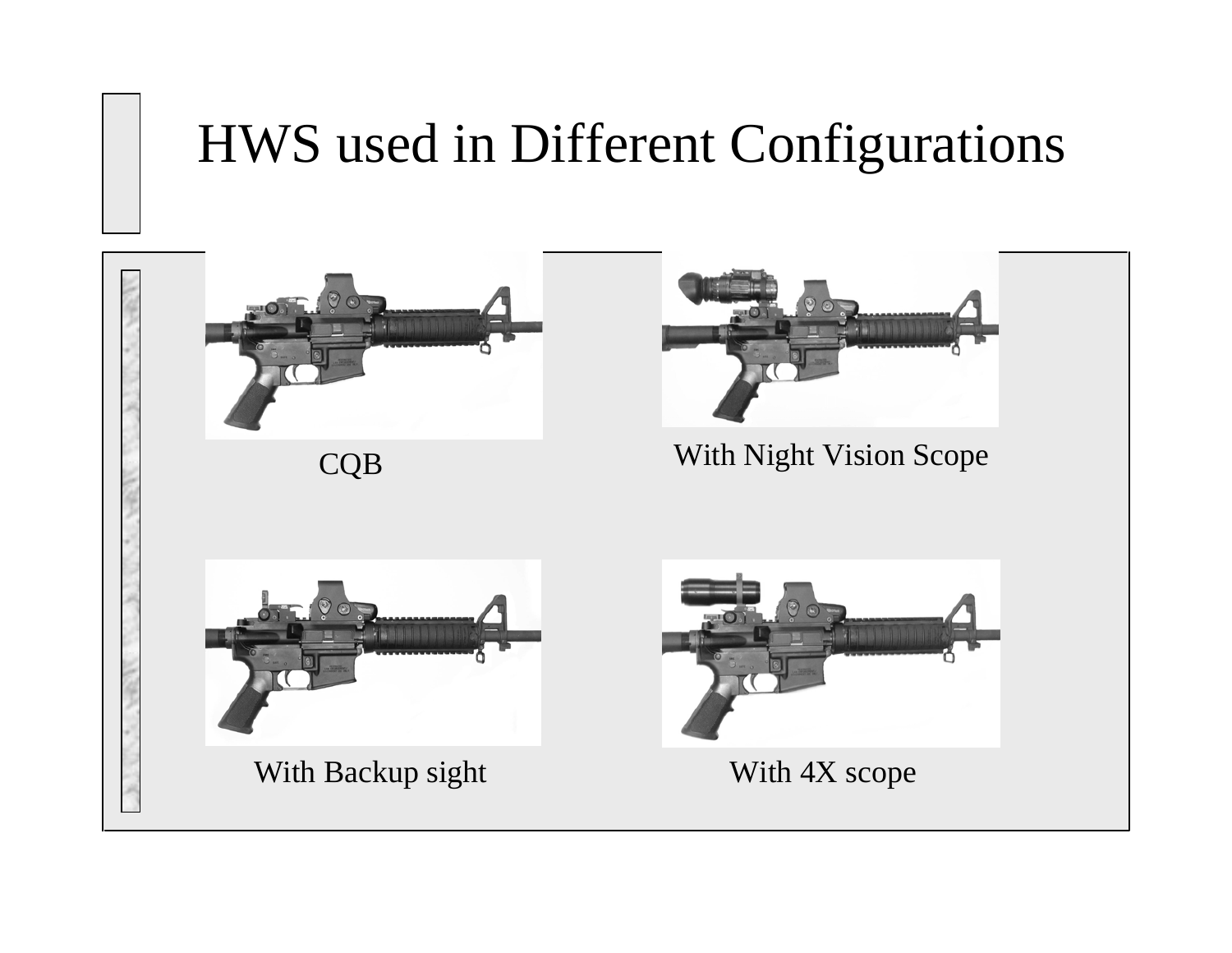# HWS used in Different Configurations

CQB

With Night Vision Scope

With Backup sight

With 4X scope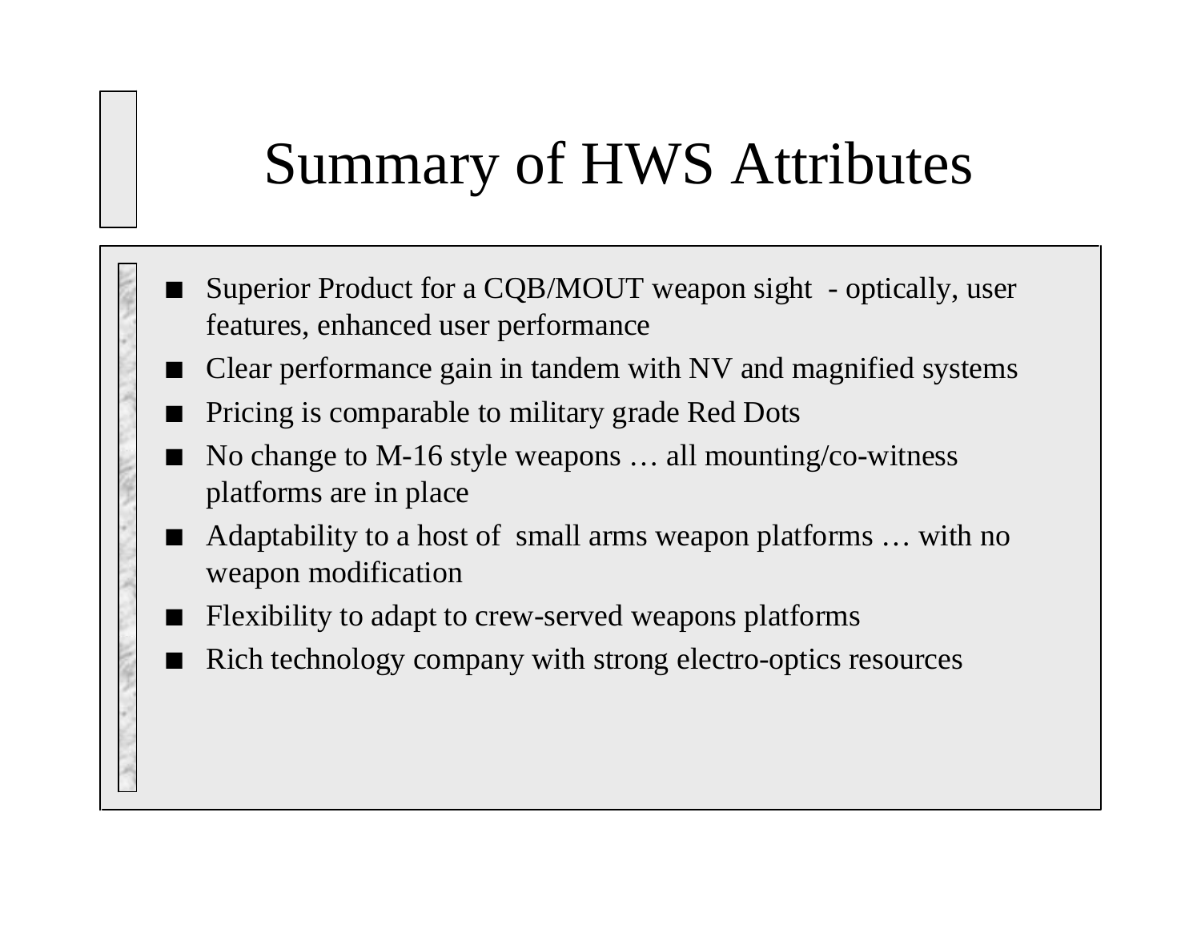# Summary of HWS Attributes

- Superior Product for a CQB/MOUT weapon sight - optically, user features, enhanced user performance
- Clear performance gain in tandem with NV and magnified systems
- Pricing is comparable to military grade Red Dots
- No change to M-16 style weapons … all mounting/co-witness platforms are in place
- Adaptability to a host of small arms weapon platforms … with no weapon modification
- Flexibility to adapt to crew-served weapons platforms
- Rich technology company with strong electro-optics resources